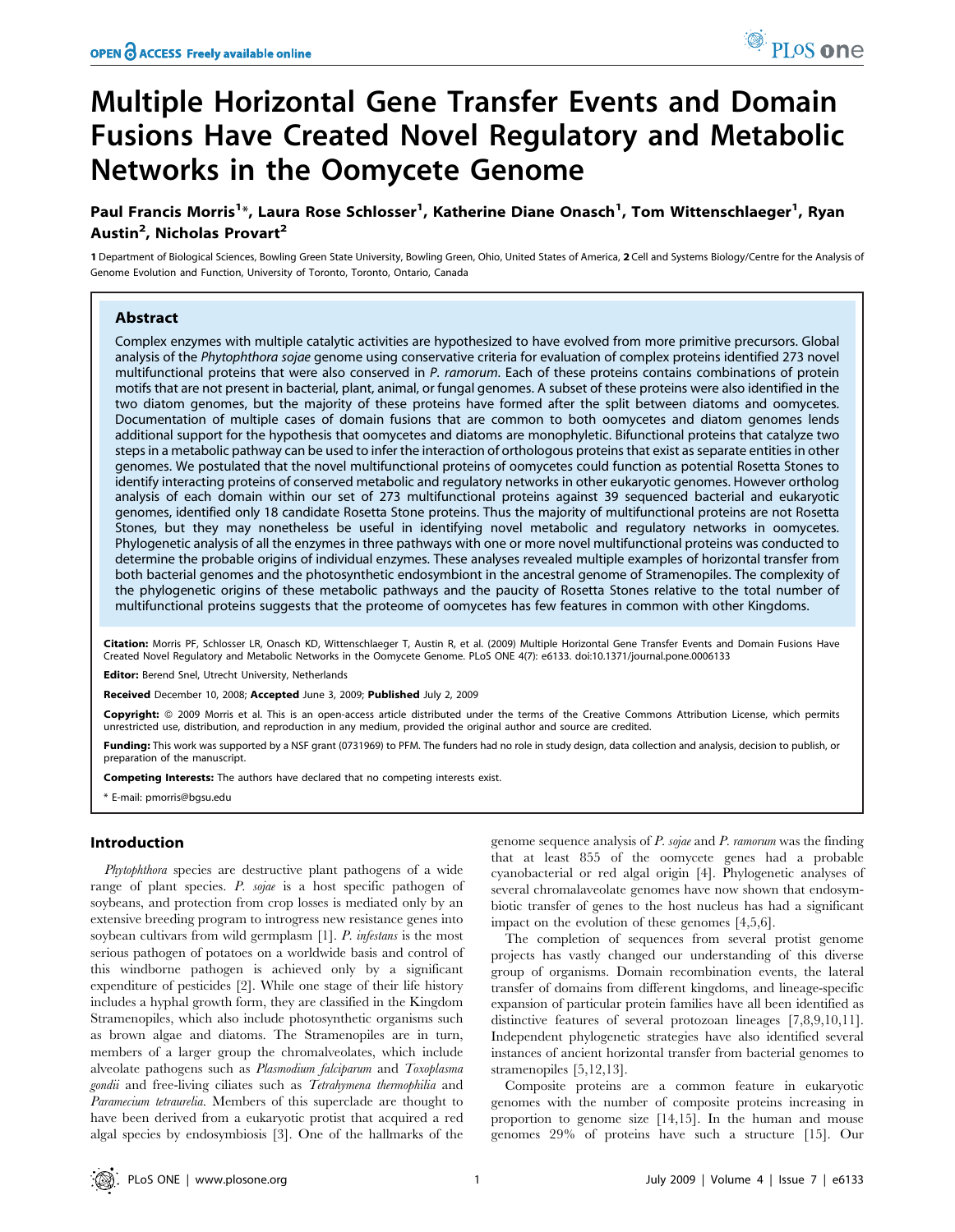# Multiple Horizontal Gene Transfer Events and Domain Fusions Have Created Novel Regulatory and Metabolic Networks in the Oomycete Genome

**Paul Francis Morris[1]*, Laura Rose Schlosser[1], Katherine Diane Onasch[1], Tom Wittenschlaeger[1], Ryan Austin[2], Nicholas Provart[2]**

1 Department of Biological Sciences, Bowling Green State University, Bowling Green, Ohio, United States of America, 2 Cell and Systems Biology/Centre for the Analysis of Genome Evolution and Function, University of Toronto, Toronto, Ontario, Canada

## Abstract

Complex enzymes with multiple catalytic activities are hypothesized to have evolved from more primitive precursors. Global analysis of the *Phytophthora sojae* genome using conservative criteria for evaluation of complex proteins identified 273 novel multifunctional proteins that were also conserved in *P. ramorum*. Each of these proteins contains combinations of protein motifs that are not present in bacterial, plant, animal, or fungal genomes. A subset of these proteins were also identified in the two diatom genomes, but the majority of these proteins have formed after the split between diatoms and oomycetes. Documentation of multiple cases of domain fusions that are common to both oomycetes and diatom genomes lends additional support for the hypothesis that oomycetes and diatoms are monophyletic. Bifunctional proteins that catalyze two steps in a metabolic pathway can be used to infer the interaction of orthologous proteins that exist as separate entities in other genomes. We postulated that the novel multifunctional proteins of oomycetes could function as potential Rosetta Stones to identify interacting proteins of conserved metabolic and regulatory networks in other eukaryotic genomes. However ortholog analysis of each domain within our set of 273 multifunctional proteins against 39 sequenced bacterial and eukaryotic genomes, identified only 18 candidate Rosetta Stone proteins. Thus the majority of multifunctional proteins are not Rosetta Stones, but they may nonetheless be useful in identifying novel metabolic and regulatory networks in oomycetes. Phylogenetic analysis of all the enzymes in three pathways with one or more novel multifunctional proteins was conducted to determine the probable origins of individual enzymes. These analyses revealed multiple examples of horizontal transfer from both bacterial genomes and the photosynthetic endosymbiont in the ancestral genome of Stramenopiles. The complexity of the phylogenetic origins of these metabolic pathways and the paucity of Rosetta Stones relative to the total number of multifunctional proteins suggests that the proteome of oomycetes has few features in common with other Kingdoms.

**Citation:** Morris PF, Schlosser LR, Onasch KD, Wittenschlaeger T, Austin R, et al. (2009) Multiple Horizontal Gene Transfer Events and Domain Fusions Have Created Novel Regulatory and Metabolic Networks in the Oomycete Genome. PLoS ONE 4(7): e6133. doi:10.1371/journal.pone.0006133

**Editor:** Berend Snel, Utrecht University, Netherlands

**Received** December 10, 2008; **Accepted** June 3, 2009; **Published** July 2, 2009

**Copyright:** © 2009 Morris et al. This is an open-access article distributed under the terms of the Creative Commons Attribution License, which permits unrestricted use, distribution, and reproduction in any medium, provided the original author and source are credited.

**Funding:** This work was supported by a NSF grant (0731969) to PFM. The funders had no role in study design, data collection and analysis, decision to publish, or preparation of the manuscript.

**Competing Interests:** The authors have declared that no competing interests exist.

* E-mail: pmorris@bgsu.edu

## Introduction

*Phytophthora* species are destructive plant pathogens of a wide range of plant species. *P. sojae* is a host specific pathogen of soybeans, and protection from crop losses is mediated only by an extensive breeding program to introgress new resistance genes into soybean cultivars from wild germplasm [1]. *P. infestans* is the most serious pathogen of potatoes on a worldwide basis and control of this windborne pathogen is achieved only by a significant expenditure of pesticides [2]. While one stage of their life history includes a hyphal growth form, they are classified in the Kingdom Stramenopiles, which also include photosynthetic organisms such as brown algae and diatoms. The Stramenopiles are in turn, members of a larger group the chromalveolates, which include alveolate pathogens such as *Plasmodium falciparum* and *Toxoplasma gondii* and free-living ciliates such as *Tetrahymena thermophilia* and *Paramecium tetraurelia*. Members of this superclade are thought to have been derived from a eukaryotic protist that acquired a red algal species by endosymbiosis [3]. One of the hallmarks of the genome sequence analysis of *P. sojae* and *P. ramorum* was the finding that at least 855 of the oomycete genes had a probable cyanobacterial or red algal origin [4]. Phylogenetic analyses of several chromalaveolate genomes have now shown that endosymbiotic transfer of genes to the host nucleus has had a significant impact on the evolution of these genomes [4,5,6].

The completion of sequences from several protist genome projects has vastly changed our understanding of this diverse group of organisms. Domain recombination events, the lateral transfer of domains from different kingdoms, and lineage-specific expansion of particular protein families have all been identified as distinctive features of several protozoan lineages [7,8,9,10,11]. Independent phylogenetic strategies have also identified several instances of ancient horizontal transfer from bacterial genomes to stramenopiles [5,12,13].

Composite proteins are a common feature in eukaryotic genomes with the number of composite proteins increasing in proportion to genome size [14,15]. In the human and mouse genomes 29% of proteins have such a structure [15]. Our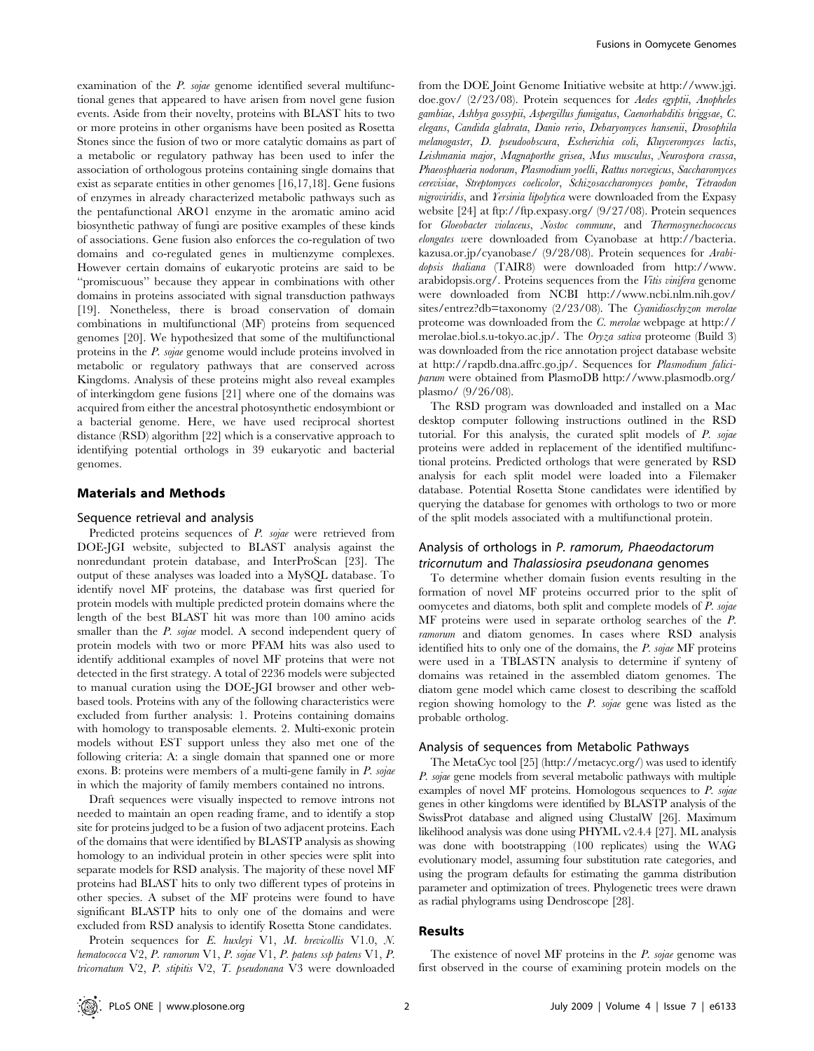examination of the *P. sojae* genome identified several multifunctional genes that appeared to have arisen from novel gene fusion events. Aside from their novelty, proteins with BLAST hits to two or more proteins in other organisms have been posited as Rosetta Stones since the fusion of two or more catalytic domains as part of a metabolic or regulatory pathway has been used to infer the association of orthologous proteins containing single domains that exist as separate entities in other genomes [16,17,18]. Gene fusions of enzymes in already characterized metabolic pathways such as the pentafunctional ARO1 enzyme in the aromatic amino acid biosynthetic pathway of fungi are positive examples of these kinds of associations. Gene fusion also enforces the co-regulation of two domains and co-regulated genes in multienzyme complexes. However certain domains of eukaryotic proteins are said to be "promiscuous" because they appear in combinations with other domains in proteins associated with signal transduction pathways [19]. Nonetheless, there is broad conservation of domain combinations in multifunctional (MF) proteins from sequenced genomes [20]. We hypothesized that some of the multifunctional proteins in the *P. sojae* genome would include proteins involved in metabolic or regulatory pathways that are conserved across Kingdoms. Analysis of these proteins might also reveal examples of interkingdom gene fusions [21] where one of the domains was acquired from either the ancestral photosynthetic endosymbiont or a bacterial genome. Here, we have used reciprocal shortest distance (RSD) algorithm [22] which is a conservative approach to identifying potential orthologs in 39 eukaryotic and bacterial genomes.

## Materials and Methods

### Sequence retrieval and analysis

Predicted proteins sequences of *P. sojae* were retrieved from DOE-JGI website, subjected to BLAST analysis against the nonredundant protein database, and InterProScan [23]. The output of these analyses was loaded into a MySQL database. To identify novel MF proteins, the database was first queried for protein models with multiple predicted protein domains where the length of the best BLAST hit was more than 100 amino acids smaller than the *P. sojae* model. A second independent query of protein models with two or more PFAM hits was also used to identify additional examples of novel MF proteins that were not detected in the first strategy. A total of 2236 models were subjected to manual curation using the DOE-JGI browser and other web-based tools. Proteins with any of the following characteristics were excluded from further analysis: 1. Proteins containing domains with homology to transposable elements. 2. Multi-exonic protein models without EST support unless they also met one of the following criteria: A: a single domain that spanned one or more exons. B: proteins were members of a multi-gene family in *P. sojae* in which the majority of family members contained no introns.

Draft sequences were visually inspected to remove introns not needed to maintain an open reading frame, and to identify a stop site for proteins judged to be a fusion of two adjacent proteins. Each of the domains that were identified by BLASTP analysis as showing homology to an individual protein in other species were split into separate models for RSD analysis. The majority of these novel MF proteins had BLAST hits to only two different types of proteins in other species. A subset of the MF proteins were found to have significant BLASTP hits to only one of the domains and were excluded from RSD analysis to identify Rosetta Stone candidates.

Protein sequences for *E. huxleyi* V1, *M. brevicollis* V1.0, *N. hematococca* V2, *P. ramorum* V1, *P. sojae* V1, *P. patens ssp patens* V1, *P. tricornatum* V2, *P. stipitis* V2, *T. pseudonana* V3 were downloaded from the DOE Joint Genome Initiative website at http://www.jgi.doe.gov/ (2/23/08). Protein sequences for *Aedes egyptii*, *Anopheles gambiae*, *Ashbya gossypii*, *Aspergillus fumigatus*, *Caenorhabditis briggsae*, *C. elegans*, *Candida glabrata*, *Danio rerio*, *Debaryomyces hansenii*, *Drosophila melanogaster*, *D. pseudoobscura*, *Escherichia coli*, *Kluyveromyces lactis*, *Leishmania major*, *Magnaporthe grisea*, *Mus musculus*, *Neurospora crassa*, *Phaeosphaeria nodorum*, *Plasmodium yoelli*, *Rattus norvegicus*, *Saccharomyces cerevisiae*, *Streptomyces coelicolor*, *Schizosaccharomyces pombe*, *Tetraodon nigroviridis*, and *Yersinia lipolytica* were downloaded from the Expasy website [24] at ftp://ftp.expasy.org/ (9/27/08). Protein sequences for *Gloeobacter violaceus*, *Nostoc commune*, and *Thermosynechococcus elongates* were downloaded from Cyanobase at http://bacteria.kazusa.or.jp/cyanobase/ (9/28/08). Protein sequences for *Arabidopsis thaliana* (TAIR8) were downloaded from http://www.arabidopsis.org/. Proteins sequences from the *Vitis vinifera* genome were downloaded from NCBI http://www.ncbi.nlm.nih.gov/sites/entrez?db=taxonomy (2/23/08). The *Cyanidioschyzon merolae* proteome was downloaded from the *C. merolae* webpage at http://merolae.biol.s.u-tokyo.ac.jp/. The *Oryza sativa* proteome (Build 3) was downloaded from the rice annotation project database website at http://rapdb.dna.affrc.go.jp/. Sequences for *Plasmodium falciparum* were obtained from PlasmoDB http://www.plasmodb.org/plasmo/ (9/26/08).

The RSD program was downloaded and installed on a Mac desktop computer following instructions outlined in the RSD tutorial. For this analysis, the curated split models of *P. sojae* proteins were added in replacement of the identified multifunctional proteins. Predicted orthologs that were generated by RSD analysis for each split model were loaded into a Filemaker database. Potential Rosetta Stone candidates were identified by querying the database for genomes with orthologs to two or more of the split models associated with a multifunctional protein.

### Analysis of orthologs in *P. ramorum*, *Phaeodactorum tricornutum* and *Thalassiosira pseudonana* genomes

To determine whether domain fusion events resulting in the formation of novel MF proteins occurred prior to the split of oomycetes and diatoms, both split and complete models of *P. sojae* MF proteins were used in separate ortholog searches of the *P. ramorum* and diatom genomes. In cases where RSD analysis identified hits to only one of the domains, the *P. sojae* MF proteins were used in a TBLASTN analysis to determine if synteny of domains was retained in the assembled diatom genomes. The diatom gene model which came closest to describing the scaffold region showing homology to the *P. sojae* gene was listed as the probable ortholog.

### Analysis of sequences from Metabolic Pathways

The MetaCyc tool [25] (http://metacyc.org/) was used to identify *P. sojae* gene models from several metabolic pathways with multiple examples of novel MF proteins. Homologous sequences to *P. sojae* genes in other kingdoms were identified by BLASTP analysis of the SwissProt database and aligned using ClustalW [26]. Maximum likelihood analysis was done using PHYML v2.4.4 [27]. ML analysis was done with bootstrapping (100 replicates) using the WAG evolutionary model, assuming four substitution rate categories, and using the program defaults for estimating the gamma distribution parameter and optimization of trees. Phylogenetic trees were drawn as radial phylograms using Dendroscope [28].

## Results

The existence of novel MF proteins in the *P. sojae* genome was first observed in the course of examining protein models on the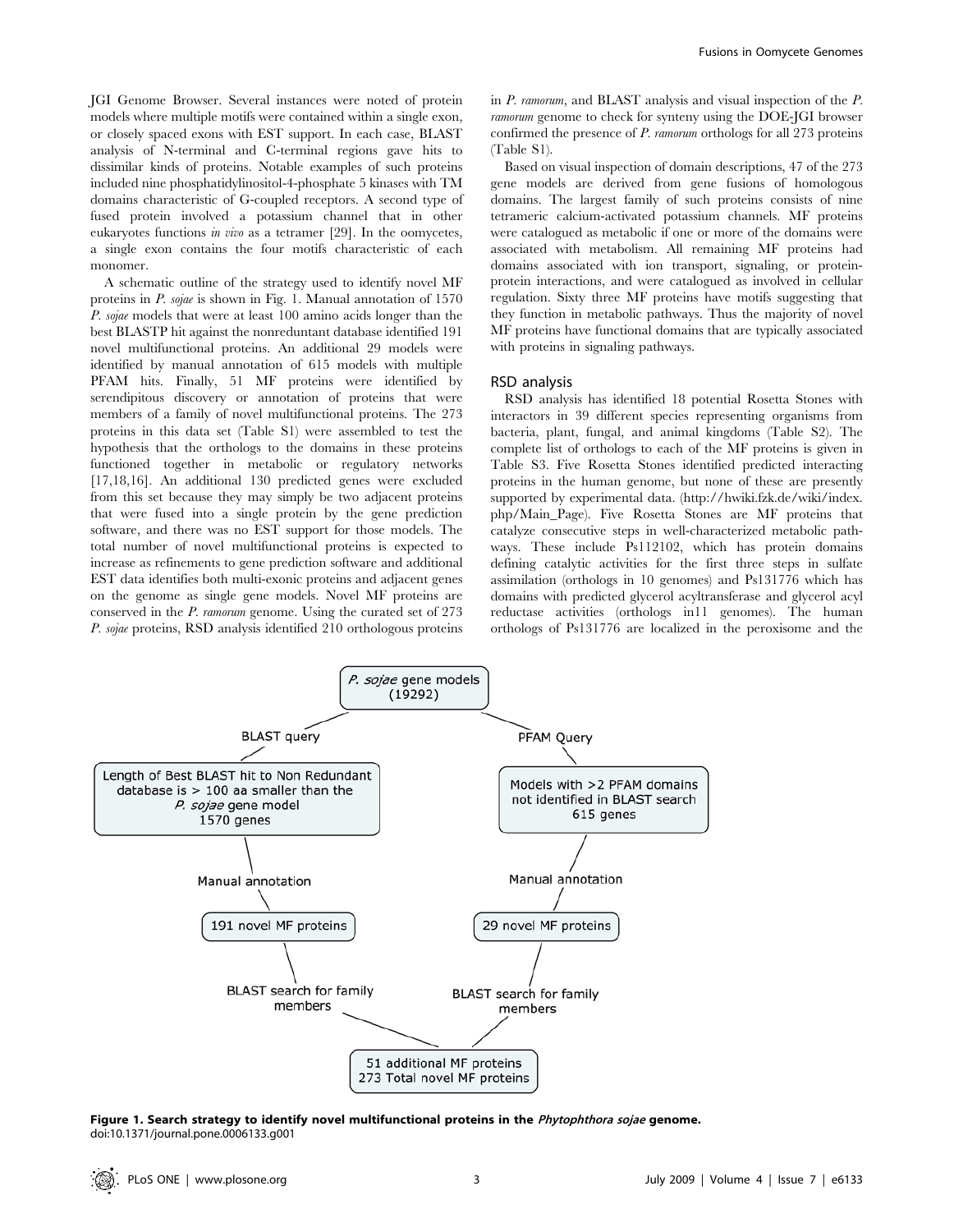JGI Genome Browser. Several instances were noted of protein models where multiple motifs were contained within a single exon, or closely spaced exons with EST support. In each case, BLAST analysis of N-terminal and C-terminal regions gave hits to dissimilar kinds of proteins. Notable examples of such proteins included nine phosphatidylinositol-4-phosphate 5 kinases with TM domains characteristic of G-coupled receptors. A second type of fused protein involved a potassium channel that in other eukaryotes functions *in vivo* as a tetramer [29]. In the oomycetes, a single exon contains the four motifs characteristic of each monomer.

A schematic outline of the strategy used to identify novel MF proteins in *P. sojae* is shown in Fig. 1. Manual annotation of 1570 *P. sojae* models that were at least 100 amino acids longer than the best BLASTP hit against the nonreduntant database identified 191 novel multifunctional proteins. An additional 29 models were identified by manual annotation of 615 models with multiple PFAM hits. Finally, 51 MF proteins were identified by serendipitous discovery or annotation of proteins that were members of a family of novel multifunctional proteins. The 273 proteins in this data set (Table S1) were assembled to test the hypothesis that the orthologs to the domains in these proteins functioned together in metabolic or regulatory networks [17,18,16]. An additional 130 predicted genes were excluded from this set because they may simply be two adjacent proteins that were fused into a single protein by the gene prediction software, and there was no EST support for those models. The total number of novel multifunctional proteins is expected to increase as refinements to gene prediction software and additional EST data identifies both multi-exonic proteins and adjacent genes on the genome as single gene models. Novel MF proteins are conserved in the *P. ramorum* genome. Using the curated set of 273 *P. sojae* proteins, RSD analysis identified 210 orthologous proteins in *P. ramorum*, and BLAST analysis and visual inspection of the *P. ramorum* genome to check for synteny using the DOE-JGI browser confirmed the presence of *P. ramorum* orthologs for all 273 proteins (Table S1).

Based on visual inspection of domain descriptions, 47 of the 273 gene models are derived from gene fusions of homologous domains. The largest family of such proteins consists of nine tetrameric calcium-activated potassium channels. MF proteins were catalogued as metabolic if one or more of the domains were associated with metabolism. All remaining MF proteins had domains associated with ion transport, signaling, or protein-protein interactions, and were catalogued as involved in cellular regulation. Sixty three MF proteins have motifs suggesting that they function in metabolic pathways. Thus the majority of novel MF proteins have functional domains that are typically associated with proteins in signaling pathways.

## RSD analysis

RSD analysis has identified 18 potential Rosetta Stones with interactors in 39 different species representing organisms from bacteria, plant, fungal, and animal kingdoms (Table S2). The complete list of orthologs to each of the MF proteins is given in Table S3. Five Rosetta Stones identified predicted interacting proteins in the human genome, but none of these are presently supported by experimental data. (http://hwiki.fzk.de/wiki/index.php/Main_Page). Five Rosetta Stones are MF proteins that catalyze consecutive steps in well-characterized metabolic pathways. These include Ps112102, which has protein domains defining catalytic activities for the first three steps in sulfate assimilation (orthologs in 10 genomes) and Ps131776 which has domains with predicted glycerol acyltransferase and glycerol acyl reductase activities (orthologs in11 genomes). The human orthologs of Ps131776 are localized in the peroxisome and the

**Figure 1. Search strategy to identify novel multifunctional proteins in the *Phytophthora sojae* genome.**
doi:10.1371/journal.pone.0006133.g001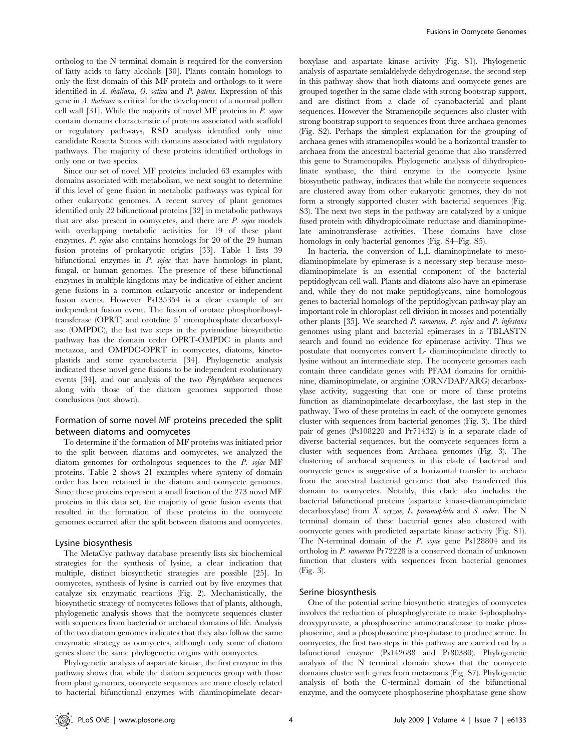ortholog to the N terminal domain is required for the conversion of fatty acids to fatty alcohols [30]. Plants contain homologs to only the first domain of this MF protein and orthologs to it were identified in *A. thaliana*, *O. sativa* and *P. patens*. Expression of this gene in *A. thaliana* is critical for the development of a normal pollen cell wall [31]. While the majority of novel MF proteins in *P. sojae* contain domains characteristic of proteins associated with scaffold or regulatory pathways, RSD analysis identified only nine candidate Rosetta Stones with domains associated with regulatory pathways. The majority of these proteins identified orthologs in only one or two species.

Since our set of novel MF proteins included 63 examples with domains associated with metabolism, we next sought to determine if this level of gene fusion in metabolic pathways was typical for other eukaryotic genomes. A recent survey of plant genomes identified only 22 bifunctional proteins [32] in metabolic pathways that are also present in oomycetes, and there are *P. sojae* models with overlapping metabolic activities for 19 of these plant enzymes. *P. sojae* also contains homologs for 20 of the 29 human fusion proteins of prokaryotic origins [33]. Table 1 lists 39 bifunctional enzymes in *P. sojae* that have homologs in plant, fungal, or human genomes. The presence of these bifunctional enzymes in multiple kingdoms may be indicative of either ancient gene fusions in a common eukaryotic ancestor or independent fusion events. However Ps135354 is a clear example of an independent fusion event. The fusion of orotate phosphoribosyltransferase (OPRT) and orotdine 5′ monophosphate decarboxylase (OMPDC), the last two steps in the pyrimidine biosynthetic pathway has the domain order OPRT-OMPDC in plants and metazoa, and OMPDC-OPRT in oomycetes, diatoms, kinetoplastids and some cyanobacteria [34]. Phylogenetic analysis indicated these novel gene fusions to be independent evolutionary events [34], and our analysis of the two *Phytophthora* sequences along with those of the diatom genomes supported those conclusions (not shown).

## Formation of some novel MF proteins preceded the split between diatoms and oomycetes

To determine if the formation of MF proteins was initiated prior to the split between diatoms and oomycetes, we analyzed the diatom genomes for orthologous sequences to the *P. sojae* MF proteins. Table 2 shows 21 examples where synteny of domain order has been retained in the diatom and oomycete genomes. Since these proteins represent a small fraction of the 273 novel MF proteins in this data set, the majority of gene fusion events that resulted in the formation of these proteins in the oomycete genomes occurred after the split between diatoms and oomycetes.

### Lysine biosynthesis

The MetaCyc pathway database presently lists six biochemical strategies for the synthesis of lysine, a clear indication that multiple, distinct biosynthetic strategies are possible [25]. In oomycetes, synthesis of lysine is carried out by five enzymes that catalyze six enzymatic reactions (Fig. 2). Mechanistically, the biosynthetic strategy of oomycetes follows that of plants, although, phylogenetic analysis shows that the oomycete sequences cluster with sequences from bacterial or archaeal domains of life. Analysis of the two diatom genomes indicates that they also follow the same enzymatic strategy as oomycetes, although only some of diatom genes share the same phylogenetic origins with oomycetes.

Phylogenetic analysis of aspartate kinase, the first enzyme in this pathway shows that while the diatom sequences group with those from plant genomes, oomycete sequences are more closely related to bacterial bifunctional enzymes with diaminopimelate decarboxylase and aspartate kinase activity (Fig. S1). Phylogenetic analysis of aspartate semialdehyde dehydrogenase, the second step in this pathway show that both diatoms and oomycete genes are grouped together in the same clade with strong bootstrap support, and are distinct from a clade of cyanobacterial and plant sequences. However the Stramenopile sequences also cluster with strong bootstrap support to sequences from three archaea genomes (Fig. S2). Perhaps the simplest explanation for the grouping of archaea genes with stramenopiles would be a horizontal transfer to archaea from the ancestral bacterial genome that also transferred this gene to Stramenopiles. Phylogenetic analysis of dihydropicolinate synthase, the third enzyme in the oomycete lysine biosynthetic pathway, indicates that while the oomycete sequences are clustered away from other eukaryotic genomes, they do not form a strongly supported cluster with bacterial sequences (Fig. S3). The next two steps in the pathway are catalyzed by a unique fused protein with dihydropicolinate reductase and diaminopimelate aminotransferase activities. These domains have close homologs in only bacterial genomes (Fig. S4–Fig. S5).

In bacteria, the conversion of L,L diaminopimelate to meso-diaminopimelate by epimerase is a necessary step because meso-diaminopimelate is an essential component of the bacterial peptidoglycan cell wall. Plants and diatoms also have an epimerase and, while they do not make peptidoglycans, nine homologous genes to bacterial homologs of the peptidoglycan pathway play an important role in chloroplast cell division in mosses and potentially other plants [35]. We searched *P. ramorum*, *P. sojae* and *P. infestans* genomes using plant and bacterial epimerases in a TBLASTN search and found no evidence for epimerase activity. Thus we postulate that oomycetes convert L- diaminopimelate directly to lysine without an intermediate step. The oomycete genomes each contain three candidate genes with PFAM domains for ornithinine, diaminopimelate, or arginine (ORN/DAP/ARG) decarboxylase activity, suggesting that one or more of these proteins function as diaminopimelate decarboxylase, the last step in the pathway. Two of these proteins in each of the oomycete genomes cluster with sequences from bacterial genomes (Fig. 3). The third pair of genes (Ps108220 and Pr71432) is in a separate clade of diverse bacterial sequences, but the oomycete sequences form a cluster with sequences from Archaea genomes (Fig. 3). The clustering of archaeal sequences in this clade of bacterial and oomycete genes is suggestive of a horizontal transfer to archaea from the ancestral bacterial genome that also transferred this domain to oomycetes. Notably, this clade also includes the bacterial bifunctional proteins (aspartate kinase-diaminopimelate decarboxylase) from *X. oryzae, L. pneumophila* and *S. ruber*. The N terminal domain of these bacterial genes also clustered with oomycete genes with predicted aspartate kinase activity (Fig. S1). The N-terminal domain of the *P. sojae* gene Ps128804 and its ortholog in *P. ramorum* Pr72228 is a conserved domain of unknown function that clusters with sequences from bacterial genomes (Fig. 3).

### Serine biosynthesis

One of the potential serine biosynthetic strategies of oomycetes involves the reduction of phosphoglycerate to make 3-phosphohydroxypyruvate, a phosphoserine aminotransferase to make phosphoserine, and a phosphoserine phosphatase to produce serine. In oomycetes, the first two steps in this pathway are carried out by a bifunctional enzyme (Ps142688 and Pr80380). Phylogenetic analysis of the N terminal domain shows that the oomycete domains cluster with genes from metazoans (Fig. S7). Phylogenetic analysis of both the C-terminal domain of the bifunctional enzyme, and the oomycete phosphoserine phosphatase gene show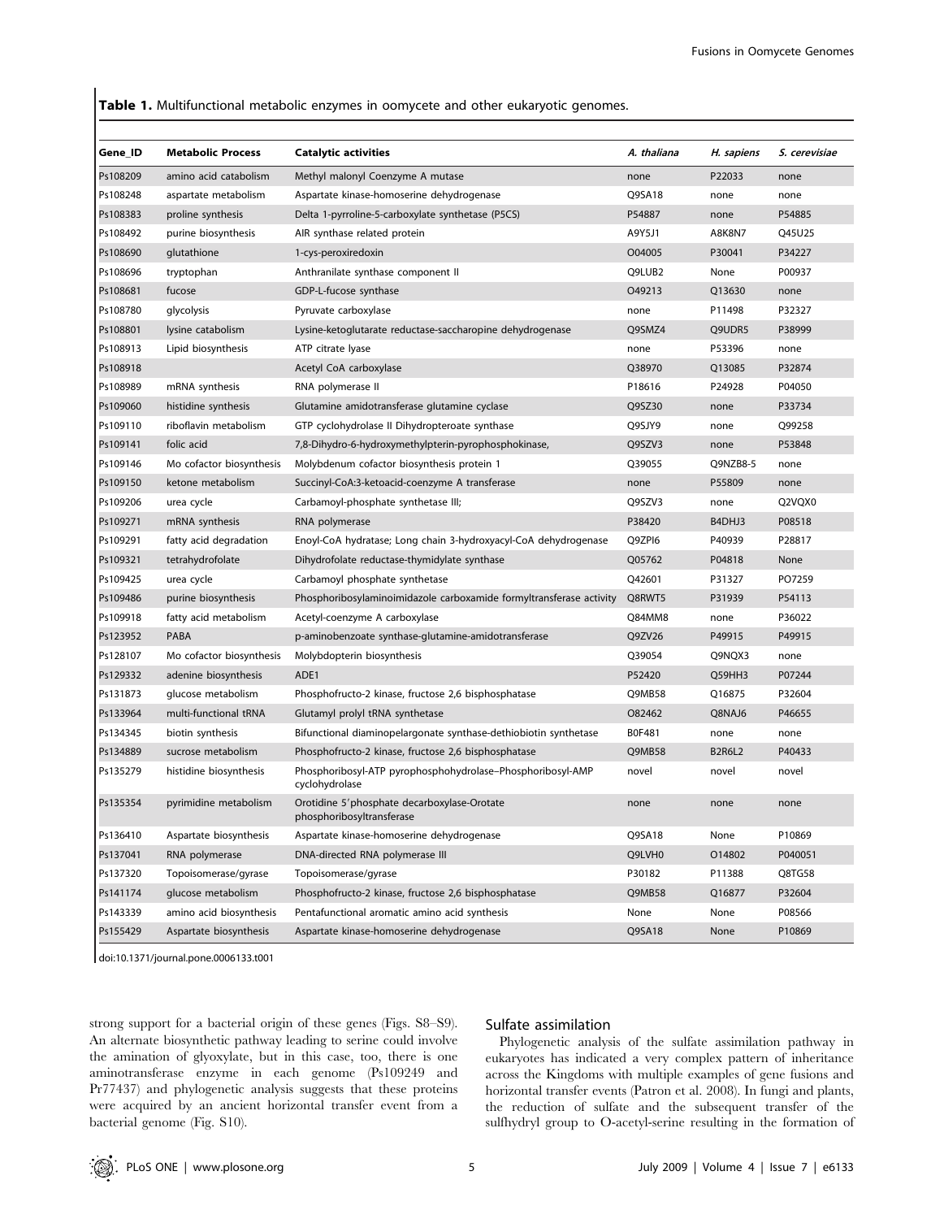**Table 1.** Multifunctional metabolic enzymes in oomycete and other eukaryotic genomes.

| Gene_ID | Metabolic Process | Catalytic activities | *A. thaliana* | *H. sapiens* | *S. cerevisiae* |
|---|---|---|---|---|---|
| Ps108209 | amino acid catabolism | Methyl malonyl Coenzyme A mutase | none | P22033 | none |
| Ps108248 | aspartate metabolism | Aspartate kinase-homoserine dehydrogenase | Q9SA18 | none | none |
| Ps108383 | proline synthesis | Delta 1-pyrroline-5-carboxylate synthetase (P5CS) | P54887 | none | P54885 |
| Ps108492 | purine biosynthesis | AIR synthase related protein | A9Y5J1 | A8K8N7 | Q45U25 |
| Ps108690 | glutathione | 1-cys-peroxiredoxin | O04005 | P30041 | P34227 |
| Ps108696 | tryptophan | Anthranilate synthase component II | Q9LUB2 | None | P00937 |
| Ps108681 | fucose | GDP-L-fucose synthase | O49213 | Q13630 | none |
| Ps108780 | glycolysis | Pyruvate carboxylase | none | P11498 | P32327 |
| Ps108801 | lysine catabolism | Lysine-ketoglutarate reductase-saccharopine dehydrogenase | Q9SMZ4 | Q9UDR5 | P38999 |
| Ps108913 | Lipid biosynthesis | ATP citrate lyase | none | P53396 | none |
| Ps108918 | | Acetyl CoA carboxylase | Q38970 | Q13085 | P32874 |
| Ps108989 | mRNA synthesis | RNA polymerase II | P18616 | P24928 | P04050 |
| Ps109060 | histidine synthesis | Glutamine amidotransferase glutamine cyclase | Q9SZ30 | none | P33734 |
| Ps109110 | riboflavin metabolism | GTP cyclohydrolase II Dihydropteroate synthase | Q9SJY9 | none | Q99258 |
| Ps109141 | folic acid | 7,8-Dihydro-6-hydroxymethylpterin-pyrophosphokinase, | Q9SZV3 | none | P53848 |
| Ps109146 | Mo cofactor biosynthesis | Molybdenum cofactor biosynthesis protein 1 | Q39055 | Q9NZB8-5 | none |
| Ps109150 | ketone metabolism | Succinyl-CoA:3-ketoacid-coenzyme A transferase | none | P55809 | none |
| Ps109206 | urea cycle | Carbamoyl-phosphate synthetase III; | Q9SZV3 | none | Q2VQX0 |
| Ps109271 | mRNA synthesis | RNA polymerase | P38420 | B4DHJ3 | P08518 |
| Ps109291 | fatty acid degradation | Enoyl-CoA hydratase; Long chain 3-hydroxyacyl-CoA dehydrogenase | Q9ZPI6 | P40939 | P28817 |
| Ps109321 | tetrahydrofolate | Dihydrofolate reductase-thymidylate synthase | Q05762 | P04818 | None |
| Ps109425 | urea cycle | Carbamoyl phosphate synthetase | Q42601 | P31327 | PO7259 |
| Ps109486 | purine biosynthesis | Phosphoribosylaminoimidazole carboxamide formyltransferase activity | Q8RWT5 | P31939 | P54113 |
| Ps109918 | fatty acid metabolism | Acetyl-coenzyme A carboxylase | Q84MM8 | none | P36022 |
| Ps123952 | PABA | p-aminobenzoate synthase-glutamine-amidotransferase | Q9ZV26 | P49915 | P49915 |
| Ps128107 | Mo cofactor biosynthesis | Molybdopterin biosynthesis | Q39054 | Q9NQX3 | none |
| Ps129332 | adenine biosynthesis | ADE1 | P52420 | Q59HH3 | P07244 |
| Ps131873 | glucose metabolism | Phosphofructo-2 kinase, fructose 2,6 bisphosphatase | Q9MB58 | Q16875 | P32604 |
| Ps133964 | multi-functional tRNA | Glutamyl prolyl tRNA synthetase | O82462 | Q8NAJ6 | P46655 |
| Ps134345 | biotin synthesis | Bifunctional diaminopelargonate synthase-dethiobiotin synthetase | B0F481 | none | none |
| Ps134889 | sucrose metabolism | Phosphofructo-2 kinase, fructose 2,6 bisphosphatase | Q9MB58 | B2R6L2 | P40433 |
| Ps135279 | histidine biosynthesis | Phosphoribosyl-ATP pyrophosphohydrolase–Phosphoribosyl-AMP cyclohydrolase | novel | novel | novel |
| Ps135354 | pyrimidine metabolism | Orotidine 5′phosphate decarboxylase-Orotate phosphoribosyltransferase | none | none | none |
| Ps136410 | Aspartate biosynthesis | Aspartate kinase-homoserine dehydrogenase | Q9SA18 | None | P10869 |
| Ps137041 | RNA polymerase | DNA-directed RNA polymerase III | Q9LVH0 | O14802 | P040051 |
| Ps137320 | Topoisomerase/gyrase | Topoisomerase/gyrase | P30182 | P11388 | Q8TG58 |
| Ps141174 | glucose metabolism | Phosphofructo-2 kinase, fructose 2,6 bisphosphatase | Q9MB58 | Q16877 | P32604 |
| Ps143339 | amino acid biosynthesis | Pentafunctional aromatic amino acid synthesis | None | None | P08566 |
| Ps155429 | Aspartate biosynthesis | Aspartate kinase-homoserine dehydrogenase | Q9SA18 | None | P10869 |

doi:10.1371/journal.pone.0006133.t001

strong support for a bacterial origin of these genes (Figs. S8–S9). An alternate biosynthetic pathway leading to serine could involve the amination of glyoxylate, but in this case, too, there is one aminotransferase enzyme in each genome (Ps109249 and Pr77437) and phylogenetic analysis suggests that these proteins were acquired by an ancient horizontal transfer event from a bacterial genome (Fig. S10).

## Sulfate assimilation

Phylogenetic analysis of the sulfate assimilation pathway in eukaryotes has indicated a very complex pattern of inheritance across the Kingdoms with multiple examples of gene fusions and horizontal transfer events (Patron et al. 2008). In fungi and plants, the reduction of sulfate and the subsequent transfer of the sulfhydryl group to O-acetyl-serine resulting in the formation of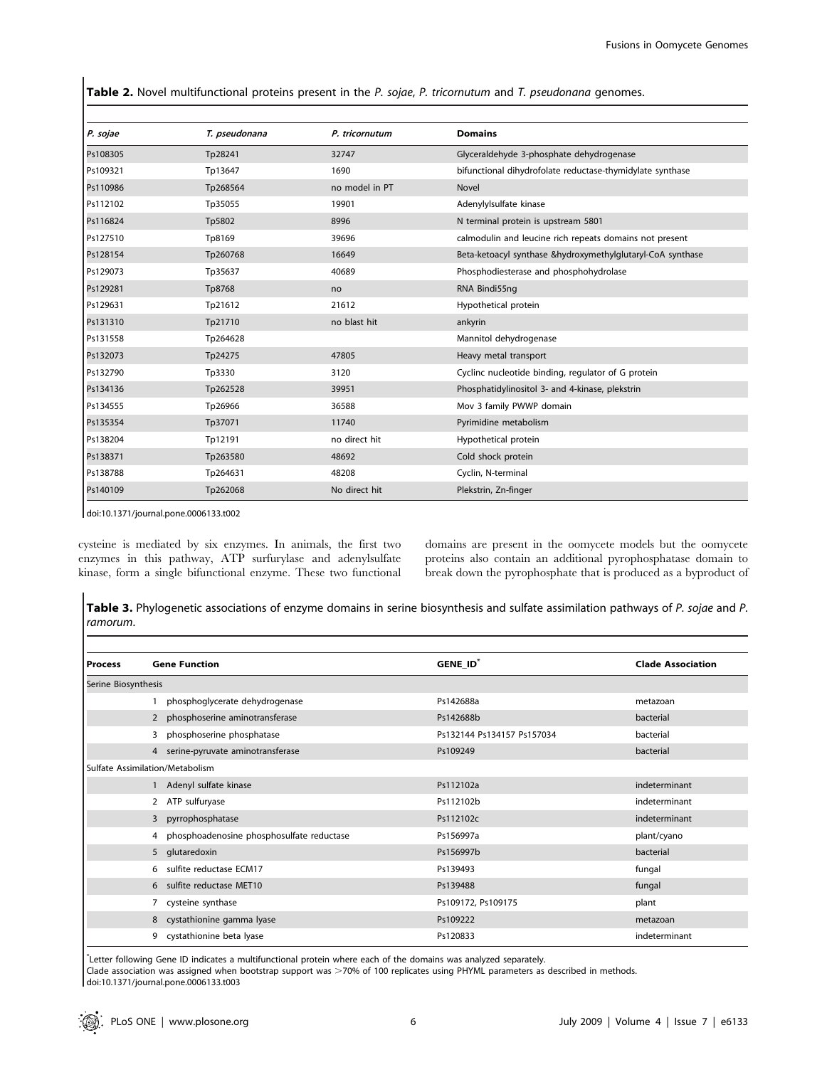**Table 2.** Novel multifunctional proteins present in the *P. sojae*, *P. tricornutum* and *T. pseudonana* genomes.

| *P. sojae* | *T. pseudonana* | *P. tricornutum* | Domains |
|---|---|---|---|
| Ps108305 | Tp28241 | 32747 | Glyceraldehyde 3-phosphate dehydrogenase |
| Ps109321 | Tp13647 | 1690 | bifunctional dihydrofolate reductase-thymidylate synthase |
| Ps110986 | Tp268564 | no model in PT | Novel |
| Ps112102 | Tp35055 | 19901 | Adenylylsulfate kinase |
| Ps116824 | Tp5802 | 8996 | N terminal protein is upstream 5801 |
| Ps127510 | Tp8169 | 39696 | calmodulin and leucine rich repeats domains not present |
| Ps128154 | Tp260768 | 16649 | Beta-ketoacyl synthase &hydroxymethylglutaryl-CoA synthase |
| Ps129073 | Tp35637 | 40689 | Phosphodiesterase and phosphohydrolase |
| Ps129281 | Tp8768 | no | RNA Bindi55ng |
| Ps129631 | Tp21612 | 21612 | Hypothetical protein |
| Ps131310 | Tp21710 | no blast hit | ankyrin |
| Ps131558 | Tp264628 | | Mannitol dehydrogenase |
| Ps132073 | Tp24275 | 47805 | Heavy metal transport |
| Ps132790 | Tp3330 | 3120 | Cyclinc nucleotide binding, regulator of G protein |
| Ps134136 | Tp262528 | 39951 | Phosphatidylinositol 3- and 4-kinase, plekstrin |
| Ps134555 | Tp26966 | 36588 | Mov 3 family PWWP domain |
| Ps135354 | Tp37071 | 11740 | Pyrimidine metabolism |
| Ps138204 | Tp12191 | no direct hit | Hypothetical protein |
| Ps138371 | Tp263580 | 48692 | Cold shock protein |
| Ps138788 | Tp264631 | 48208 | Cyclin, N-terminal |
| Ps140109 | Tp262068 | No direct hit | Plekstrin, Zn-finger |

doi:10.1371/journal.pone.0006133.t002

cysteine is mediated by six enzymes. In animals, the first two enzymes in this pathway, ATP surfurylase and adenylsulfate kinase, form a single bifunctional enzyme. These two functional domains are present in the oomycete models but the oomycete proteins also contain an additional pyrophosphatase domain to break down the pyrophosphate that is produced as a byproduct of

**Table 3.** Phylogenetic associations of enzyme domains in serine biosynthesis and sulfate assimilation pathways of *P. sojae* and *P. ramorum*.

| Process | | Gene Function | GENE_ID* | Clade Association |
|---|---|---|---|---|
| Serine Biosynthesis | | | | |
| | 1 | phosphoglycerate dehydrogenase | Ps142688a | metazoan |
| | 2 | phosphoserine aminotransferase | Ps142688b | bacterial |
| | 3 | phosphoserine phosphatase | Ps132144 Ps134157 Ps157034 | bacterial |
| | 4 | serine-pyruvate aminotransferase | Ps109249 | bacterial |
| Sulfate Assimilation/Metabolism | | | | |
| | 1 | Adenyl sulfate kinase | Ps112102a | indeterminant |
| | 2 | ATP sulfuryase | Ps112102b | indeterminant |
| | 3 | pyrrophosphatase | Ps112102c | indeterminant |
| | 4 | phosphoadenosine phosphosulfate reductase | Ps156997a | plant/cyano |
| | 5 | glutaredoxin | Ps156997b | bacterial |
| | 6 | sulfite reductase ECM17 | Ps139493 | fungal |
| | 6 | sulfite reductase MET10 | Ps139488 | fungal |
| | 7 | cysteine synthase | Ps109172, Ps109175 | plant |
| | 8 | cystathionine gamma lyase | Ps109222 | metazoan |
| | 9 | cystathionine beta lyase | Ps120833 | indeterminant |

*Letter following Gene ID indicates a multifunctional protein where each of the domains was analyzed separately.
Clade association was assigned when bootstrap support was >70% of 100 replicates using PHYML parameters as described in methods.
doi:10.1371/journal.pone.0006133.t003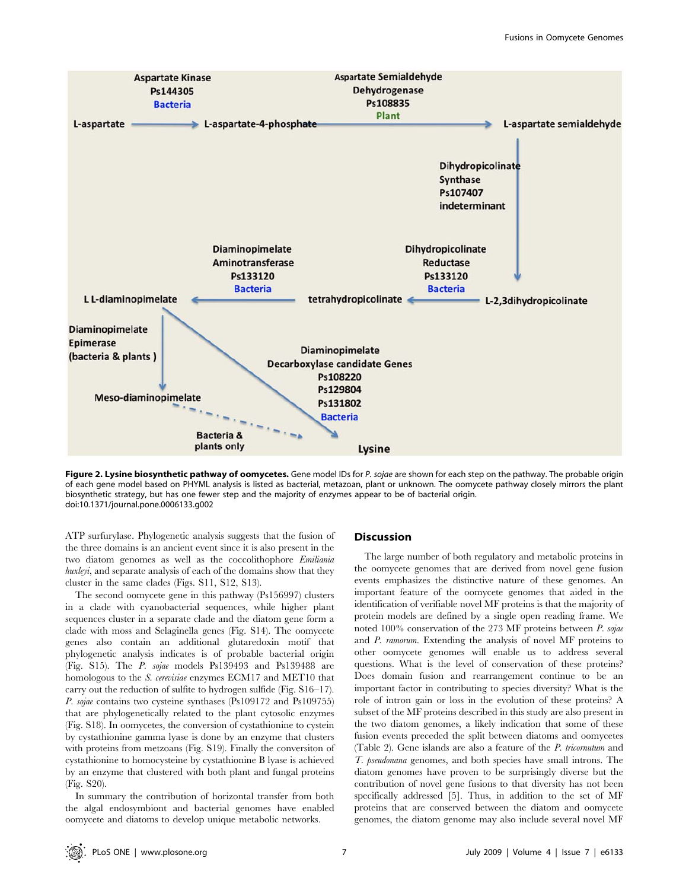**Figure 2. Lysine biosynthetic pathway of oomycetes.** Gene model IDs for *P. sojae* are shown for each step on the pathway. The probable origin of each gene model based on PHYML analysis is listed as bacterial, metazoan, plant or unknown. The oomycete pathway closely mirrors the plant biosynthetic strategy, but has one fewer step and the majority of enzymes appear to be of bacterial origin.
doi:10.1371/journal.pone.0006133.g002

ATP surfurylase. Phylogenetic analysis suggests that the fusion of the three domains is an ancient event since it is also present in the two diatom genomes as well as the coccolithophore *Emiliania huxleyi*, and separate analysis of each of the domains show that they cluster in the same clades (Figs. S11, S12, S13).

The second oomycete gene in this pathway (Ps156997) clusters in a clade with cyanobacterial sequences, while higher plant sequences cluster in a separate clade and the diatom gene form a clade with moss and Selaginella genes (Fig. S14). The oomycete genes also contain an additional glutaredoxin motif that phylogenetic analysis indicates is of probable bacterial origin (Fig. S15). The *P. sojae* models Ps139493 and Ps139488 are homologous to the *S. cerevisiae* enzymes ECM17 and MET10 that carry out the reduction of sulfite to hydrogen sulfide (Fig. S16–17). *P. sojae* contains two cysteine synthases (Ps109172 and Ps109755) that are phylogenetically related to the plant cytosolic enzymes (Fig. S18). In oomycetes, the conversion of cystathionine to cystein by cystathionine gamma lyase is done by an enzyme that clusters with proteins from metzoans (Fig. S19). Finally the conversiton of cystathionine to homocysteine by cystathionine B lyase is achieved by an enzyme that clustered with both plant and fungal proteins (Fig. S20).

In summary the contribution of horizontal transfer from both the algal endosymbiont and bacterial genomes have enabled oomycete and diatoms to develop unique metabolic networks.

## Discussion

The large number of both regulatory and metabolic proteins in the oomycete genomes that are derived from novel gene fusion events emphasizes the distinctive nature of these genomes. An important feature of the oomycete genomes that aided in the identification of verifiable novel MF proteins is that the majority of protein models are defined by a single open reading frame. We noted 100% conservation of the 273 MF proteins between *P. sojae* and *P. ramorum*. Extending the analysis of novel MF proteins to other oomycete genomes will enable us to address several questions. What is the level of conservation of these proteins? Does domain fusion and rearrangement continue to be an important factor in contributing to species diversity? What is the role of intron gain or loss in the evolution of these proteins? A subset of the MF proteins described in this study are also present in the two diatom genomes, a likely indication that some of these fusion events preceded the split between diatoms and oomycetes (Table 2). Gene islands are also a feature of the *P. tricornutum* and *T. pseudonana* genomes, and both species have small introns. The diatom genomes have proven to be surprisingly diverse but the contribution of novel gene fusions to that diversity has not been specifically addressed [5]. Thus, in addition to the set of MF proteins that are conserved between the diatom and oomycete genomes, the diatom genome may also include several novel MF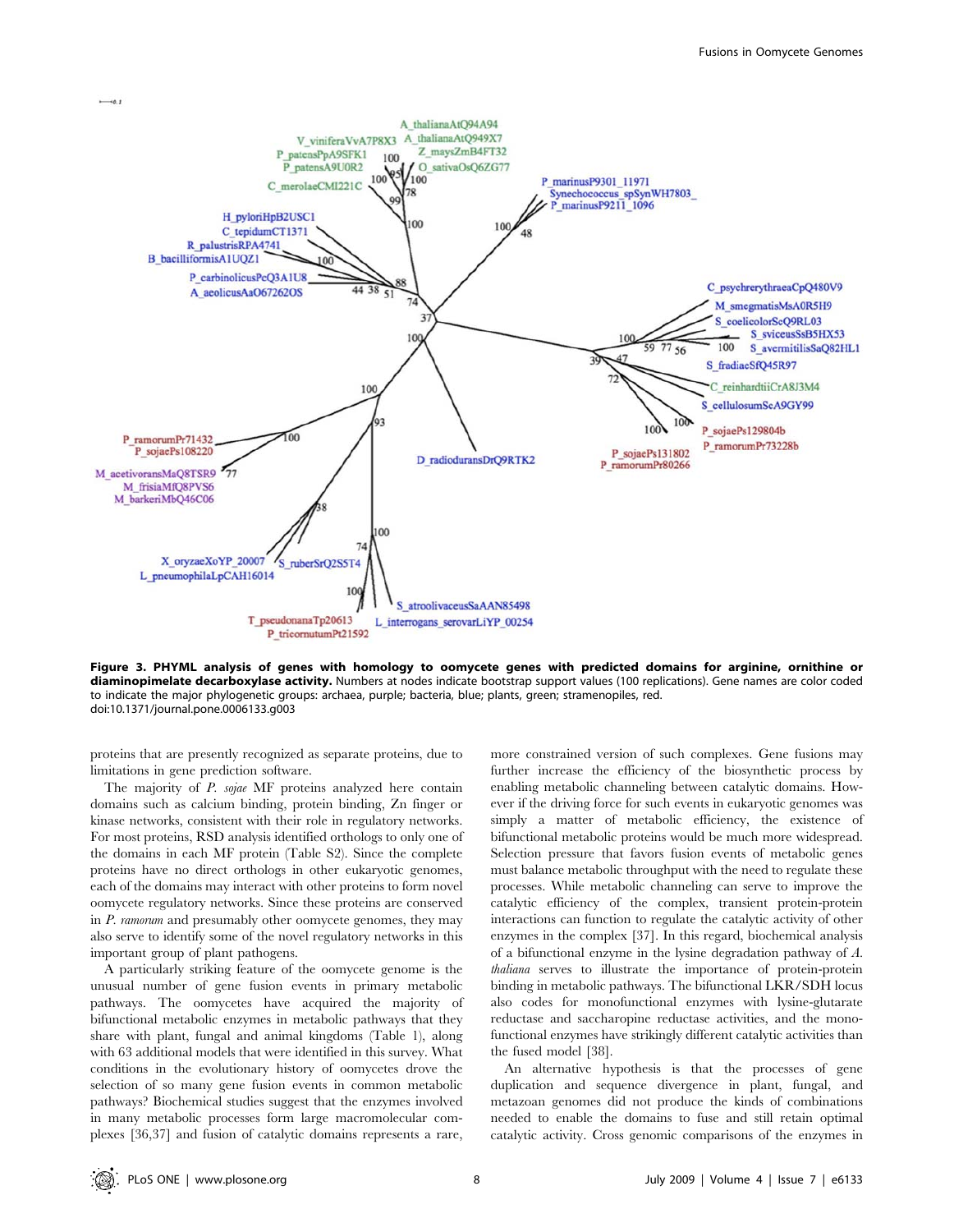**Figure 3. PHYML analysis of genes with homology to oomycete genes with predicted domains for arginine, ornithine or diaminopimelate decarboxylase activity.** Numbers at nodes indicate bootstrap support values (100 replications). Gene names are color coded to indicate the major phylogenetic groups: archaea, purple; bacteria, blue; plants, green; stramenopiles, red.
doi:10.1371/journal.pone.0006133.g003

proteins that are presently recognized as separate proteins, due to limitations in gene prediction software.

The majority of *P. sojae* MF proteins analyzed here contain domains such as calcium binding, protein binding, Zn finger or kinase networks, consistent with their role in regulatory networks. For most proteins, RSD analysis identified orthologs to only one of the domains in each MF protein (Table S2). Since the complete proteins have no direct orthologs in other eukaryotic genomes, each of the domains may interact with other proteins to form novel oomycete regulatory networks. Since these proteins are conserved in *P. ramorum* and presumably other oomycete genomes, they may also serve to identify some of the novel regulatory networks in this important group of plant pathogens.

A particularly striking feature of the oomycete genome is the unusual number of gene fusion events in primary metabolic pathways. The oomycetes have acquired the majority of bifunctional metabolic enzymes in metabolic pathways that they share with plant, fungal and animal kingdoms (Table 1), along with 63 additional models that were identified in this survey. What conditions in the evolutionary history of oomycetes drove the selection of so many gene fusion events in common metabolic pathways? Biochemical studies suggest that the enzymes involved in many metabolic processes form large macromolecular complexes [36,37] and fusion of catalytic domains represents a rare, more constrained version of such complexes. Gene fusions may further increase the efficiency of the biosynthetic process by enabling metabolic channeling between catalytic domains. However if the driving force for such events in eukaryotic genomes was simply a matter of metabolic efficiency, the existence of bifunctional metabolic proteins would be much more widespread. Selection pressure that favors fusion events of metabolic genes must balance metabolic throughput with the need to regulate these processes. While metabolic channeling can serve to improve the catalytic efficiency of the complex, transient protein-protein interactions can function to regulate the catalytic activity of other enzymes in the complex [37]. In this regard, biochemical analysis of a bifunctional enzyme in the lysine degradation pathway of *A. thaliana* serves to illustrate the importance of protein-protein binding in metabolic pathways. The bifunctional LKR/SDH locus also codes for monofunctional enzymes with lysine-glutarate reductase and saccharopine reductase activities, and the monofunctional enzymes have strikingly different catalytic activities than the fused model [38].

An alternative hypothesis is that the processes of gene duplication and sequence divergence in plant, fungal, and metazoan genomes did not produce the kinds of combinations needed to enable the domains to fuse and still retain optimal catalytic activity. Cross genomic comparisons of the enzymes in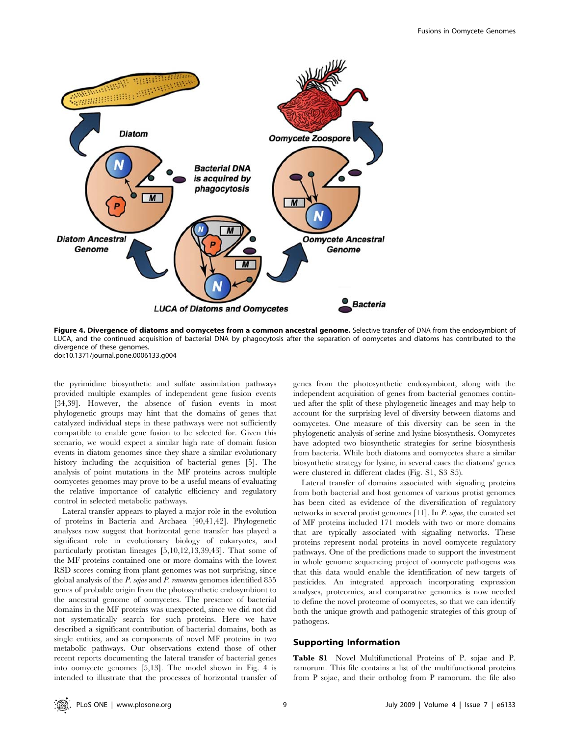**Figure 4. Divergence of diatoms and oomycetes from a common ancestral genome.** Selective transfer of DNA from the endosymbiont of LUCA, and the continued acquisition of bacterial DNA by phagocytosis after the separation of oomycetes and diatoms has contributed to the divergence of these genomes.
doi:10.1371/journal.pone.0006133.g004

the pyrimidine biosynthetic and sulfate assimilation pathways provided multiple examples of independent gene fusion events [34,39]. However, the absence of fusion events in most phylogenetic groups may hint that the domains of genes that catalyzed individual steps in these pathways were not sufficiently compatible to enable gene fusion to be selected for. Given this scenario, we would expect a similar high rate of domain fusion events in diatom genomes since they share a similar evolutionary history including the acquisition of bacterial genes [5]. The analysis of point mutations in the MF proteins across multiple oomycetes genomes may prove to be a useful means of evaluating the relative importance of catalytic efficiency and regulatory control in selected metabolic pathways.

Lateral transfer appears to played a major role in the evolution of proteins in Bacteria and Archaea [40,41,42]. Phylogenetic analyses now suggest that horizontal gene transfer has played a significant role in evolutionary biology of eukaryotes, and particularly protistan lineages [5,10,12,13,39,43]. That some of the MF proteins contained one or more domains with the lowest RSD scores coming from plant genomes was not surprising, since global analysis of the *P. sojae* and *P. ramorum* genomes identified 855 genes of probable origin from the photosynthetic endosymbiont to the ancestral genome of oomycetes. The presence of bacterial domains in the MF proteins was unexpected, since we did not did not systematically search for such proteins. Here we have described a significant contribution of bacterial domains, both as single entities, and as components of novel MF proteins in two metabolic pathways. Our observations extend those of other recent reports documenting the lateral transfer of bacterial genes into oomycete genomes [5,13]. The model shown in Fig. 4 is intended to illustrate that the processes of horizontal transfer of genes from the photosynthetic endosymbiont, along with the independent acquisition of genes from bacterial genomes continued after the split of these phylogenetic lineages and may help to account for the surprising level of diversity between diatoms and oomycetes. One measure of this diversity can be seen in the phylogenetic analysis of serine and lysine biosynthesis. Oomycetes have adopted two biosynthetic strategies for serine biosynthesis from bacteria. While both diatoms and oomycetes share a similar biosynthetic strategy for lysine, in several cases the diatoms' genes were clustered in different clades (Fig. S1, S3 S5).

Lateral transfer of domains associated with signaling proteins from both bacterial and host genomes of various protist genomes has been cited as evidence of the diversification of regulatory networks in several protist genomes [11]. In *P. sojae*, the curated set of MF proteins included 171 models with two or more domains that are typically associated with signaling networks. These proteins represent nodal proteins in novel oomycete regulatory pathways. One of the predictions made to support the investment in whole genome sequencing project of oomycete pathogens was that this data would enable the identification of new targets of pesticides. An integrated approach incorporating expression analyses, proteomics, and comparative genomics is now needed to define the novel proteome of oomycetes, so that we can identify both the unique growth and pathogenic strategies of this group of pathogens.

## Supporting Information

**Table S1** Novel Multifunctional Proteins of P. sojae and P. ramorum. This file contains a list of the multifunctional proteins from P sojae, and their ortholog from P ramorum. the file also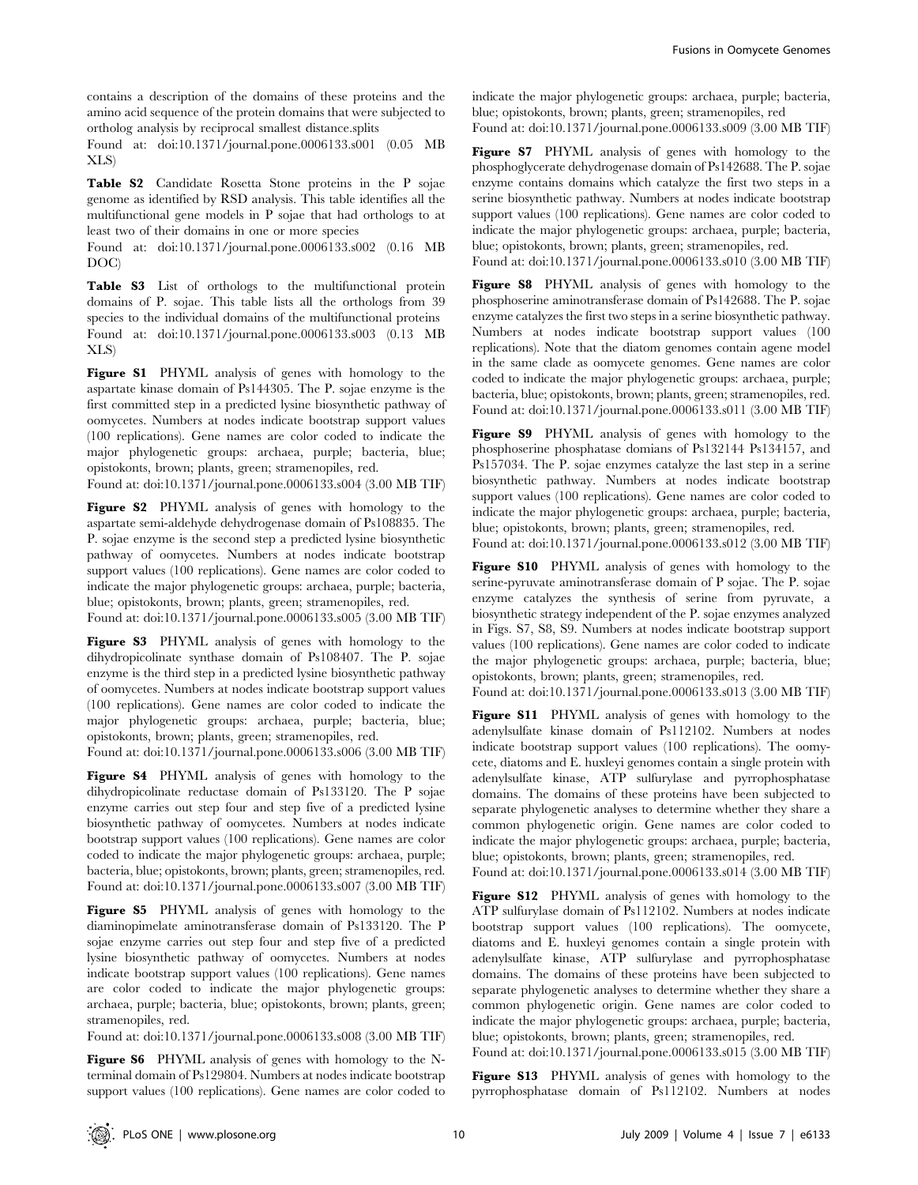contains a description of the domains of these proteins and the amino acid sequence of the protein domains that were subjected to ortholog analysis by reciprocal smallest distance.splits

Found at: doi:10.1371/journal.pone.0006133.s001 (0.05 MB XLS)

**Table S2** Candidate Rosetta Stone proteins in the P sojae genome as identified by RSD analysis. This table identifies all the multifunctional gene models in P sojae that had orthologs to at least two of their domains in one or more species

Found at: doi:10.1371/journal.pone.0006133.s002 (0.16 MB DOC)

**Table S3** List of orthologs to the multifunctional protein domains of P. sojae. This table lists all the orthologs from 39 species to the individual domains of the multifunctional proteins

Found at: doi:10.1371/journal.pone.0006133.s003 (0.13 MB XLS)

**Figure S1** PHYML analysis of genes with homology to the aspartate kinase domain of Ps144305. The P. sojae enzyme is the first committed step in a predicted lysine biosynthetic pathway of oomycetes. Numbers at nodes indicate bootstrap support values (100 replications). Gene names are color coded to indicate the major phylogenetic groups: archaea, purple; bacteria, blue; opistokonts, brown; plants, green; stramenopiles, red.

Found at: doi:10.1371/journal.pone.0006133.s004 (3.00 MB TIF)

**Figure S2** PHYML analysis of genes with homology to the aspartate semi-aldehyde dehydrogenase domain of Ps108835. The P. sojae enzyme is the second step a predicted lysine biosynthetic pathway of oomycetes. Numbers at nodes indicate bootstrap support values (100 replications). Gene names are color coded to indicate the major phylogenetic groups: archaea, purple; bacteria, blue; opistokonts, brown; plants, green; stramenopiles, red.

Found at: doi:10.1371/journal.pone.0006133.s005 (3.00 MB TIF)

**Figure S3** PHYML analysis of genes with homology to the dihydropicolinate synthase domain of Ps108407. The P. sojae enzyme is the third step in a predicted lysine biosynthetic pathway of oomycetes. Numbers at nodes indicate bootstrap support values (100 replications). Gene names are color coded to indicate the major phylogenetic groups: archaea, purple; bacteria, blue; opistokonts, brown; plants, green; stramenopiles, red.

Found at: doi:10.1371/journal.pone.0006133.s006 (3.00 MB TIF)

**Figure S4** PHYML analysis of genes with homology to the dihydropicolinate reductase domain of Ps133120. The P sojae enzyme carries out step four and step five of a predicted lysine biosynthetic pathway of oomycetes. Numbers at nodes indicate bootstrap support values (100 replications). Gene names are color coded to indicate the major phylogenetic groups: archaea, purple; bacteria, blue; opistokonts, brown; plants, green; stramenopiles, red.

Found at: doi:10.1371/journal.pone.0006133.s007 (3.00 MB TIF)

**Figure S5** PHYML analysis of genes with homology to the diaminopimelate aminotransferase domain of Ps133120. The P sojae enzyme carries out step four and step five of a predicted lysine biosynthetic pathway of oomycetes. Numbers at nodes indicate bootstrap support values (100 replications). Gene names are color coded to indicate the major phylogenetic groups: archaea, purple; bacteria, blue; opistokonts, brown; plants, green; stramenopiles, red.

Found at: doi:10.1371/journal.pone.0006133.s008 (3.00 MB TIF)

**Figure S6** PHYML analysis of genes with homology to the N-terminal domain of Ps129804. Numbers at nodes indicate bootstrap support values (100 replications). Gene names are color coded to indicate the major phylogenetic groups: archaea, purple; bacteria, blue; opistokonts, brown; plants, green; stramenopiles, red.

Found at: doi:10.1371/journal.pone.0006133.s009 (3.00 MB TIF)

**Figure S7** PHYML analysis of genes with homology to the phosphoglycerate dehydrogenase domain of Ps142688. The P. sojae enzyme contains domains which catalyze the first two steps in a serine biosynthetic pathway. Numbers at nodes indicate bootstrap support values (100 replications). Gene names are color coded to indicate the major phylogenetic groups: archaea, purple; bacteria, blue; opistokonts, brown; plants, green; stramenopiles, red.

Found at: doi:10.1371/journal.pone.0006133.s010 (3.00 MB TIF)

**Figure S8** PHYML analysis of genes with homology to the phosphoserine aminotransferase domain of Ps142688. The P. sojae enzyme catalyzes the first two steps in a serine biosynthetic pathway. Numbers at nodes indicate bootstrap support values (100 replications). Note that the diatom genomes contain agene model in the same clade as oomycete genomes. Gene names are color coded to indicate the major phylogenetic groups: archaea, purple; bacteria, blue; opistokonts, brown; plants, green; stramenopiles, red.

Found at: doi:10.1371/journal.pone.0006133.s011 (3.00 MB TIF)

**Figure S9** PHYML analysis of genes with homology to the phosphoserine phosphatase domians of Ps132144 Ps134157, and Ps157034. The P. sojae enzymes catalyze the last step in a serine biosynthetic pathway. Numbers at nodes indicate bootstrap support values (100 replications). Gene names are color coded to indicate the major phylogenetic groups: archaea, purple; bacteria, blue; opistokonts, brown; plants, green; stramenopiles, red.

Found at: doi:10.1371/journal.pone.0006133.s012 (3.00 MB TIF)

**Figure S10** PHYML analysis of genes with homology to the serine-pyruvate aminotransferase domain of P sojae. The P. sojae enzyme catalyzes the synthesis of serine from pyruvate, a biosynthetic strategy independent of the P. sojae enzymes analyzed in Figs. S7, S8, S9. Numbers at nodes indicate bootstrap support values (100 replications). Gene names are color coded to indicate the major phylogenetic groups: archaea, purple; bacteria, blue; opistokonts, brown; plants, green; stramenopiles, red.

Found at: doi:10.1371/journal.pone.0006133.s013 (3.00 MB TIF)

**Figure S11** PHYML analysis of genes with homology to the adenylsulfate kinase domain of Ps112102. Numbers at nodes indicate bootstrap support values (100 replications). The oomycete, diatoms and E. huxleyi genomes contain a single protein with adenylsulfate kinase, ATP sulfurylase and pyrrophosphatase domains. The domains of these proteins have been subjected to separate phylogenetic analyses to determine whether they share a common phylogenetic origin. Gene names are color coded to indicate the major phylogenetic groups: archaea, purple; bacteria, blue; opistokonts, brown; plants, green; stramenopiles, red.

Found at: doi:10.1371/journal.pone.0006133.s014 (3.00 MB TIF)

**Figure S12** PHYML analysis of genes with homology to the ATP sulfurylase domain of Ps112102. Numbers at nodes indicate bootstrap support values (100 replications). The oomycete, diatoms and E. huxleyi genomes contain a single protein with adenylsulfate kinase, ATP sulfurylase and pyrrophosphatase domains. The domains of these proteins have been subjected to separate phylogenetic analyses to determine whether they share a common phylogenetic origin. Gene names are color coded to indicate the major phylogenetic groups: archaea, purple; bacteria, blue; opistokonts, brown; plants, green; stramenopiles, red.

Found at: doi:10.1371/journal.pone.0006133.s015 (3.00 MB TIF)

**Figure S13** PHYML analysis of genes with homology to the pyrrophosphatase domain of Ps112102. Numbers at nodes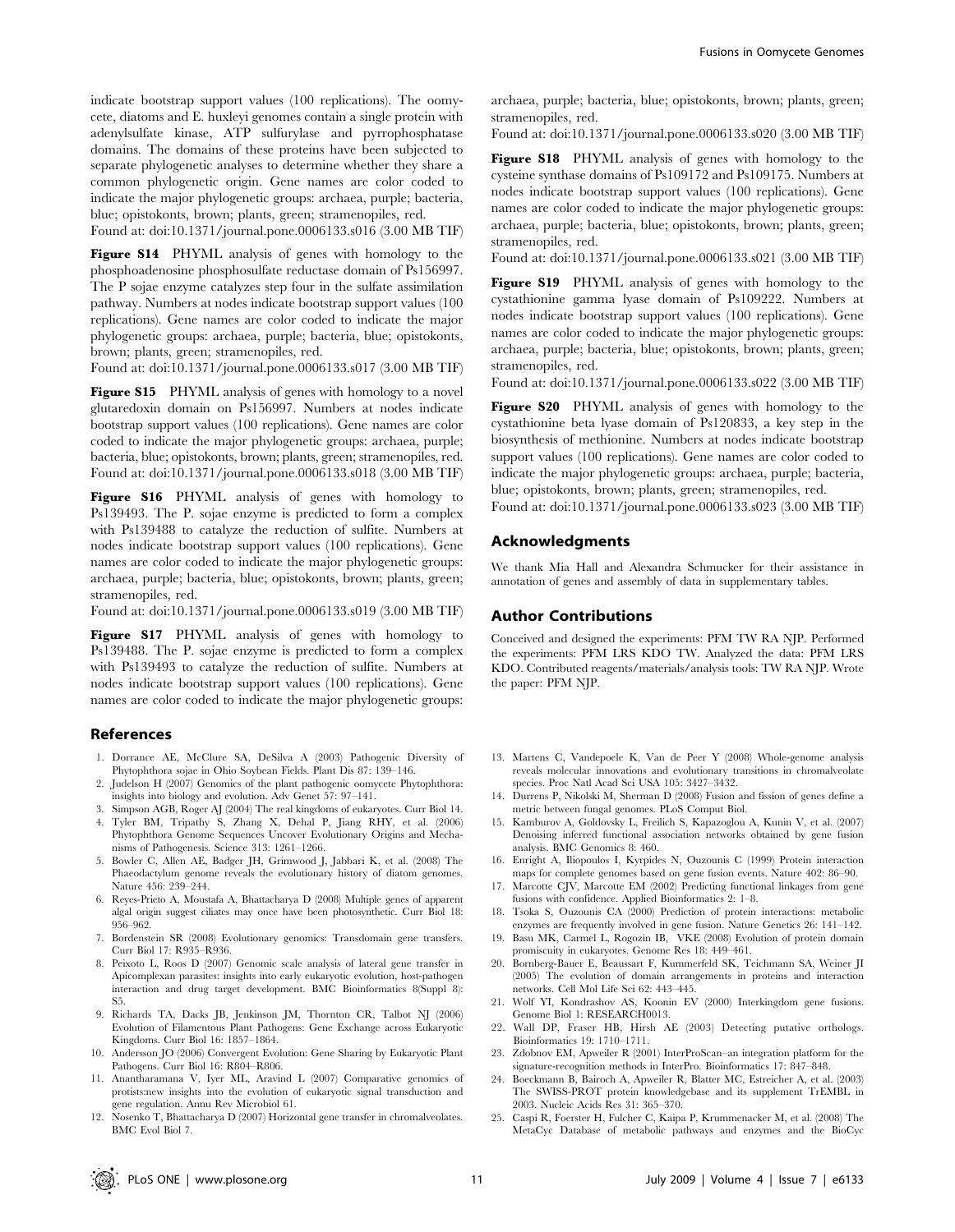indicate bootstrap support values (100 replications). The oomycete, diatoms and E. huxleyi genomes contain a single protein with adenylsulfate kinase, ATP sulfurylase and pyrrophosphatase domains. The domains of these proteins have been subjected to separate phylogenetic analyses to determine whether they share a common phylogenetic origin. Gene names are color coded to indicate the major phylogenetic groups: archaea, purple; bacteria, blue; opistokonts, brown; plants, green; stramenopiles, red.

Found at: doi:10.1371/journal.pone.0006133.s016 (3.00 MB TIF)

**Figure S14** PHYML analysis of genes with homology to the phosphoadenosine phosphosulfate reductase domain of Ps156997. The P sojae enzyme catalyzes step four in the sulfate assimilation pathway. Numbers at nodes indicate bootstrap support values (100 replications). Gene names are color coded to indicate the major phylogenetic groups: archaea, purple; bacteria, blue; opistokonts, brown; plants, green; stramenopiles, red.

Found at: doi:10.1371/journal.pone.0006133.s017 (3.00 MB TIF)

**Figure S15** PHYML analysis of genes with homology to a novel glutaredoxin domain on Ps156997. Numbers at nodes indicate bootstrap support values (100 replications). Gene names are color coded to indicate the major phylogenetic groups: archaea, purple; bacteria, blue; opistokonts, brown; plants, green; stramenopiles, red.

Found at: doi:10.1371/journal.pone.0006133.s018 (3.00 MB TIF)

**Figure S16** PHYML analysis of genes with homology to Ps139493. The P. sojae enzyme is predicted to form a complex with Ps139488 to catalyze the reduction of sulfite. Numbers at nodes indicate bootstrap support values (100 replications). Gene names are color coded to indicate the major phylogenetic groups: archaea, purple; bacteria, blue; opistokonts, brown; plants, green; stramenopiles, red.

Found at: doi:10.1371/journal.pone.0006133.s019 (3.00 MB TIF)

**Figure S17** PHYML analysis of genes with homology to Ps139488. The P. sojae enzyme is predicted to form a complex with Ps139493 to catalyze the reduction of sulfite. Numbers at nodes indicate bootstrap support values (100 replications). Gene names are color coded to indicate the major phylogenetic groups: archaea, purple; bacteria, blue; opistokonts, brown; plants, green; stramenopiles, red.

Found at: doi:10.1371/journal.pone.0006133.s020 (3.00 MB TIF)

**Figure S18** PHYML analysis of genes with homology to the cysteine synthase domains of Ps109172 and Ps109175. Numbers at nodes indicate bootstrap support values (100 replications). Gene names are color coded to indicate the major phylogenetic groups: archaea, purple; bacteria, blue; opistokonts, brown; plants, green; stramenopiles, red.

Found at: doi:10.1371/journal.pone.0006133.s021 (3.00 MB TIF)

**Figure S19** PHYML analysis of genes with homology to the cystathionine gamma lyase domain of Ps109222. Numbers at nodes indicate bootstrap support values (100 replications). Gene names are color coded to indicate the major phylogenetic groups: archaea, purple; bacteria, blue; opistokonts, brown; plants, green; stramenopiles, red.

Found at: doi:10.1371/journal.pone.0006133.s022 (3.00 MB TIF)

**Figure S20** PHYML analysis of genes with homology to the cystathionine beta lyase domain of Ps120833, a key step in the biosynthesis of methionine. Numbers at nodes indicate bootstrap support values (100 replications). Gene names are color coded to indicate the major phylogenetic groups: archaea, purple; bacteria, blue; opistokonts, brown; plants, green; stramenopiles, red.

Found at: doi:10.1371/journal.pone.0006133.s023 (3.00 MB TIF)

## Acknowledgments

We thank Mia Hall and Alexandra Schmucker for their assistance in annotation of genes and assembly of data in supplementary tables.

## Author Contributions

Conceived and designed the experiments: PFM TW RA NJP. Performed the experiments: PFM LRS KDO TW. Analyzed the data: PFM LRS KDO. Contributed reagents/materials/analysis tools: TW RA NJP. Wrote the paper: PFM NJP.

## References

1. Dorrance AE, McClure SA, DeSilva A (2003) Pathogenic Diversity of Phytophthora sojae in Ohio Soybean Fields. Plant Dis 87: 139–146.
2. Judelson H (2007) Genomics of the plant pathogenic oomycete Phytophthora: insights into biology and evolution. Adv Genet 57: 97–141.
3. Simpson AGB, Roger AJ (2004) The real kingdoms of eukaryotes. Curr Biol 14.
4. Tyler BM, Tripathy S, Zhang X, Dehal P, Jiang RHY, et al. (2006) Phytophthora Genome Sequences Uncover Evolutionary Origins and Mechanisms of Pathogenesis. Science 313: 1261–1266.
5. Bowler C, Allen AE, Badger JH, Grimwood J, Jabbari K, et al. (2008) The Phaeodactylum genome reveals the evolutionary history of diatom genomes. Nature 456: 239–244.
6. Reyes-Prieto A, Moustafa A, Bhattacharya D (2008) Multiple genes of apparent algal origin suggest ciliates may once have been photosynthetic. Curr Biol 18: 956–962.
7. Bordenstein SR (2008) Evolutionary genomics: Transdomain gene transfers. Curr Biol 17: R935–R936.
8. Peixoto L, Roos D (2007) Genomic scale analysis of lateral gene transfer in Apicomplexan parasites: insights into early eukaryotic evolution, host-pathogen interaction and drug target development. BMC Bioinformatics 8(Suppl 8): S5.
9. Richards TA, Dacks JB, Jenkinson JM, Thornton CR, Talbot NJ (2006) Evolution of Filamentous Plant Pathogens: Gene Exchange across Eukaryotic Kingdoms. Curr Biol 16: 1857–1864.
10. Andersson JO (2006) Convergent Evolution: Gene Sharing by Eukaryotic Plant Pathogens. Curr Biol 16: R804–R806.
11. Anantharamana V, Iyer ML, Aravind L (2007) Comparative genomics of protists:new insights into the evolution of eukaryotic signal transduction and gene regulation. Annu Rev Microbiol 61.
12. Nosenko T, Bhattacharya D (2007) Horizontal gene transfer in chromalveolates. BMC Evol Biol 7.
13. Martens C, Vandepoele K, Van de Peer Y (2008) Whole-genome analysis reveals molecular innovations and evolutionary transitions in chromalveolate species. Proc Natl Acad Sci USA 105: 3427–3432.
14. Durrens P, Nikolski M, Sherman D (2008) Fusion and fission of genes define a metric between fungal genomes. PLoS Comput Biol.
15. Kamburov A, Goldovsky L, Freilich S, Kapazoglou A, Kunin V, et al. (2007) Denoising inferred functional association networks obtained by gene fusion analysis. BMC Genomics 8: 460.
16. Enright A, Iliopoulos I, Kyrpides N, Ouzounis C (1999) Protein interaction maps for complete genomes based on gene fusion events. Nature 402: 86–90.
17. Marcotte CJV, Marcotte EM (2002) Predicting functional linkages from gene fusions with confidence. Applied Bioinformatics 2: 1–8.
18. Tsoka S, Ouzounis CA (2000) Prediction of protein interactions: metabolic enzymes are frequently involved in gene fusion. Nature Genetics 26: 141–142.
19. Basu MK, Carmel L, Rogozin IB, VKE (2008) Evolution of protein domain promiscuity in eukaryotes. Genome Res 18: 449–461.
20. Bornberg-Bauer E, Beaussart F, Kummerfeld SK, Teichmann SA, Weiner JI (2005) The evolution of domain arrangements in proteins and interaction networks. Cell Mol Life Sci 62: 443–445.
21. Wolf YI, Kondrashov AS, Koonin EV (2000) Interkingdom gene fusions. Genome Biol 1: RESEARCH0013.
22. Wall DP, Fraser HB, Hirsh AE (2003) Detecting putative orthologs. Bioinformatics 19: 1710–1711.
23. Zdobnov EM, Apweiler R (2001) InterProScan–an integration platform for the signature-recognition methods in InterPro. Bioinformatics 17: 847–848.
24. Boeckmann B, Bairoch A, Apweiler R, Blatter MC, Estreicher A, et al. (2003) The SWISS-PROT protein knowledgebase and its supplement TrEMBL in 2003. Nucleic Acids Res 31: 365–370.
25. Caspi R, Foerster H, Fulcher C, Kaipa P, Krummenacker M, et al. (2008) The MetaCyc Database of metabolic pathways and enzymes and the BioCyc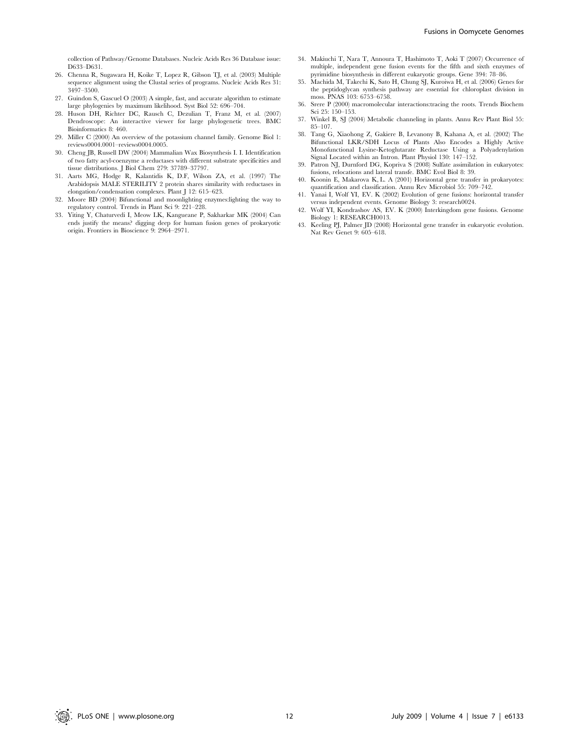collection of Pathway/Genome Databases. Nucleic Acids Res 36 Database issue: D633–D631.

26. Chenna R, Sugawara H, Koike T, Lopez R, Gibson TJ, et al. (2003) Multiple sequence alignment using the Clustal series of programs. Nucleic Acids Res 31: 3497–3500.
27. Guindon S, Gascuel O (2003) A simple, fast, and accurate algorithm to estimate large phylogenies by maximum likelihood. Syst Biol 52: 696–704.
28. Huson DH, Richter DC, Rausch C, Dezulian T, Franz M, et al. (2007) Dendroscope: An interactive viewer for large phylogenetic trees. BMC Bioinformatics 8: 460.
29. Miller C (2000) An overview of the potassium channel family. Genome Biol 1: reviews0004.0001–reviews0004.0005.
30. Cheng JB, Russell DW (2004) Mammalian Wax Biosynthesis I. I. Identification of two fatty acyl-coenzyme a reductases with different substrate specificities and tissue distributions. J Biol Chem 279: 37789–37797.
31. Aarts MG, Hodge R, Kalantidis K, D.F, Wilson ZA, et al. (1997) The Arabidopsis MALE STERILITY 2 protein shares similarity with reductases in elongation/condensation complexes. Plant J 12: 615–623.
32. Moore BD (2004) Bifunctional and moonlighting enzymes:lighting the way to regulatory control. Trends in Plant Sci 9: 221–228.
33. Yiting Y, Chaturvedi I, Meow LK, Kangueane P, Sakharkar MK (2004) Can ends justify the means? digging deep for human fusion genes of prokaryotic origin. Frontiers in Bioscience 9: 2964–2971.
34. Makiuchi T, Nara T, Annoura T, Hashimoto T, Aoki T (2007) Occurrence of multiple, independent gene fusion events for the fifth and sixth enzymes of pyrimidine biosynthesis in different eukaryotic groups. Gene 394: 78–86.
35. Machida M, Takechi K, Sato H, Chung SJ, Kuroiwa H, et al. (2006) Genes for the peptidoglycan synthesis pathway are essential for chloroplast division in moss. PNAS 103: 6753–6758.
36. Srere P (2000) macromolecular interactions:tracing the roots. Trends Biochem Sci 25: 150–153.
37. Winkel B, SJ (2004) Metabolic channeling in plants. Annu Rev Plant Biol 55: 85–107.
38. Tang G, Xiaohong Z, Gakiere B, Levanony B, Kahana A, et al. (2002) The Bifunctional LKR/SDH Locus of Plants Also Encodes a Highly Active Monofunctional Lysine-Ketoglutarate Reductase Using a Polyadenylation Signal Located within an Intron. Plant Physiol 130: 147–152.
39. Patron NJ, Durnford DG, Kopriva S (2008) Sulfate assimilation in eukaryotes: fusions, relocations and lateral transfe. BMC Evol Biol 8: 39.
40. Koonin E, Makarova K, L. A (2001) Horizontal gene transfer in prokaryotes: quantification and classification. Annu Rev Microbiol 55: 709–742.
41. Yanai I, Wolf YI, EV. K (2002) Evolution of gene fusions: horizontal transfer versus independent events. Genome Biology 3: research0024.
42. Wolf YI, Kondrashov AS, EV. K (2000) Interkingdom gene fusions. Genome Biology 1: RESEARCH0013.
43. Keeling PJ, Palmer JD (2008) Horizontal gene transfer in eukaryotic evolution. Nat Rev Genet 9: 605–618.